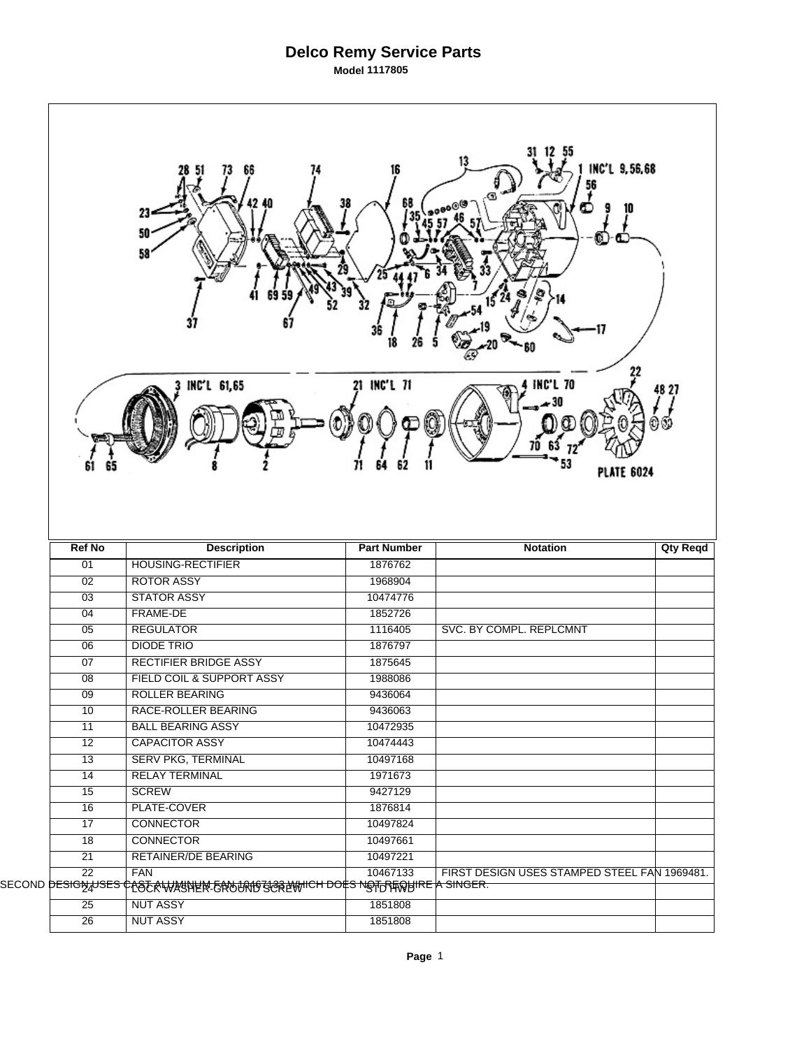# Delco Remy Service Parts

**Model 1117805**

| Ref No | Description | Part Number | Notation | Qty Reqd |
|---|---|---|---|---|
| 01 | HOUSING-RECTIFIER | 1876762 | | |
| 02 | ROTOR ASSY | 1968904 | | |
| 03 | STATOR ASSY | 10474776 | | |
| 04 | FRAME-DE | 1852726 | | |
| 05 | REGULATOR | 1116405 | SVC. BY COMPL. REPLCMNT | |
| 06 | DIODE TRIO | 1876797 | | |
| 07 | RECTIFIER BRIDGE ASSY | 1875645 | | |
| 08 | FIELD COIL & SUPPORT ASSY | 1988086 | | |
| 09 | ROLLER BEARING | 9436064 | | |
| 10 | RACE-ROLLER BEARING | 9436063 | | |
| 11 | BALL BEARING ASSY | 10472935 | | |
| 12 | CAPACITOR ASSY | 10474443 | | |
| 13 | SERV PKG, TERMINAL | 10497168 | | |
| 14 | RELAY TERMINAL | 1971673 | | |
| 15 | SCREW | 9427129 | | |
| 16 | PLATE-COVER | 1876814 | | |
| 17 | CONNECTOR | 10497824 | | |
| 18 | CONNECTOR | 10497661 | | |
| 21 | RETAINER/DE BEARING | 10497221 | | |
| 22 | FAN | 10467133 | FIRST DESIGN USES STAMPED STEEL FAN 1969481. SECOND DESIGN USES CAST ALUMINUM FAN 10467133 WHICH DOES NOT REQUIRE A SINGER. | |
| 24 | LOCK WASHER-GROUND SCREW | STD HWD | | |
| 25 | NUT ASSY | 1851808 | | |
| 26 | NUT ASSY | 1851808 | | |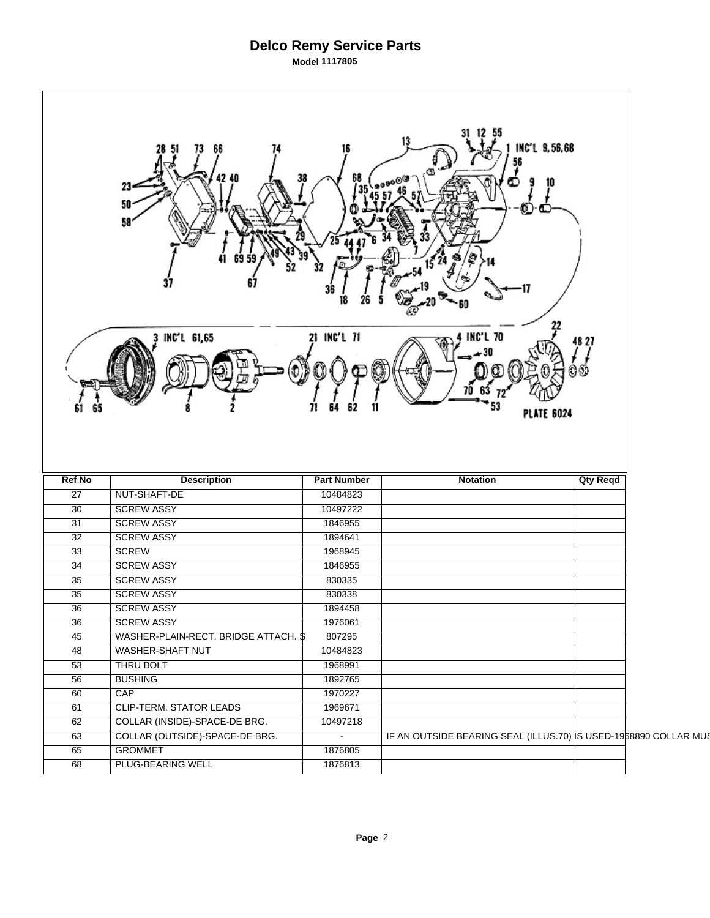# Delco Remy Service Parts

**Model 1117805**

3 INC'L 61,65
21 INC'L 71
4 INC'L 70
1 INC'L 9,56,68
PLATE 6024

| Ref No | Description | Part Number | Notation | Qty Reqd |
|---|---|---|---|---|
| 27 | NUT-SHAFT-DE | 10484823 | | |
| 30 | SCREW ASSY | 10497222 | | |
| 31 | SCREW ASSY | 1846955 | | |
| 32 | SCREW ASSY | 1894641 | | |
| 33 | SCREW | 1968945 | | |
| 34 | SCREW ASSY | 1846955 | | |
| 35 | SCREW ASSY | 830335 | | |
| 35 | SCREW ASSY | 830338 | | |
| 36 | SCREW ASSY | 1894458 | | |
| 36 | SCREW ASSY | 1976061 | | |
| 45 | WASHER-PLAIN-RECT. BRIDGE ATTACH. S | 807295 | | |
| 48 | WASHER-SHAFT NUT | 10484823 | | |
| 53 | THRU BOLT | 1968991 | | |
| 56 | BUSHING | 1892765 | | |
| 60 | CAP | 1970227 | | |
| 61 | CLIP-TERM. STATOR LEADS | 1969671 | | |
| 62 | COLLAR (INSIDE)-SPACE-DE BRG. | 10497218 | | |
| 63 | COLLAR (OUTSIDE)-SPACE-DE BRG. | - | IF AN OUTSIDE BEARING SEAL (ILLUS.70) IS USED-1968890 COLLAR MUS | |
| 65 | GROMMET | 1876805 | | |
| 68 | PLUG-BEARING WELL | 1876813 | | |